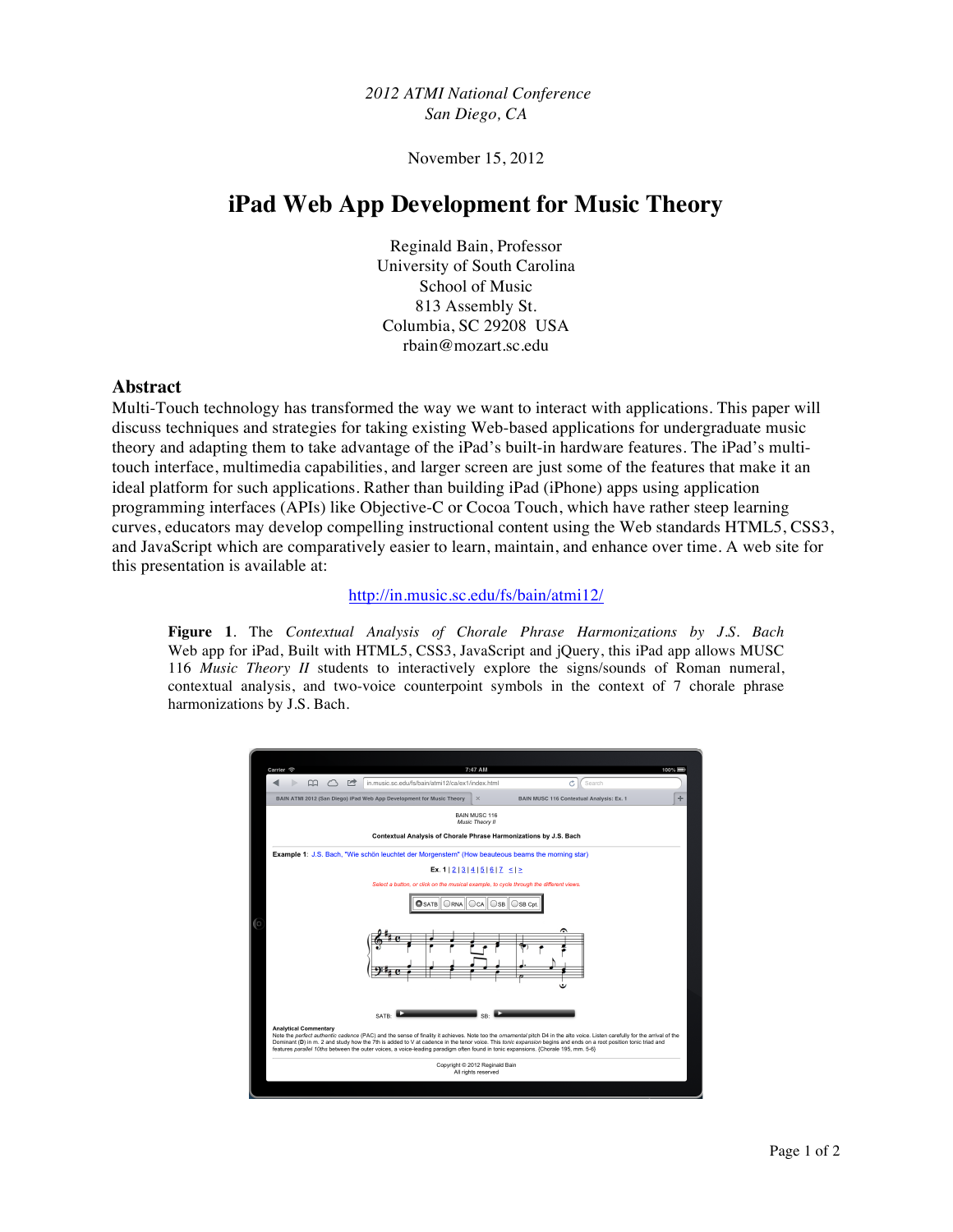*2012 ATMI National Conference*
*San Diego, CA*

November 15, 2012

# iPad Web App Development for Music Theory

Reginald Bain, Professor
University of South Carolina
School of Music
813 Assembly St.
Columbia, SC 29208 USA
rbain@mozart.sc.edu

## Abstract

Multi-Touch technology has transformed the way we want to interact with applications. This paper will discuss techniques and strategies for taking existing Web-based applications for undergraduate music theory and adapting them to take advantage of the iPad's built-in hardware features. The iPad's multi-touch interface, multimedia capabilities, and larger screen are just some of the features that make it an ideal platform for such applications. Rather than building iPad (iPhone) apps using application programming interfaces (APIs) like Objective-C or Cocoa Touch, which have rather steep learning curves, educators may develop compelling instructional content using the Web standards HTML5, CSS3, and JavaScript which are comparatively easier to learn, maintain, and enhance over time. A web site for this presentation is available at:

http://in.music.sc.edu/fs/bain/atmi12/

**Figure 1**. The *Contextual Analysis of Chorale Phrase Harmonizations by J.S. Bach* Web app for iPad, Built with HTML5, CSS3, JavaScript and jQuery, this iPad app allows MUSC 116 *Music Theory II* students to interactively explore the signs/sounds of Roman numeral, contextual analysis, and two-voice counterpoint symbols in the context of 7 chorale phrase harmonizations by J.S. Bach.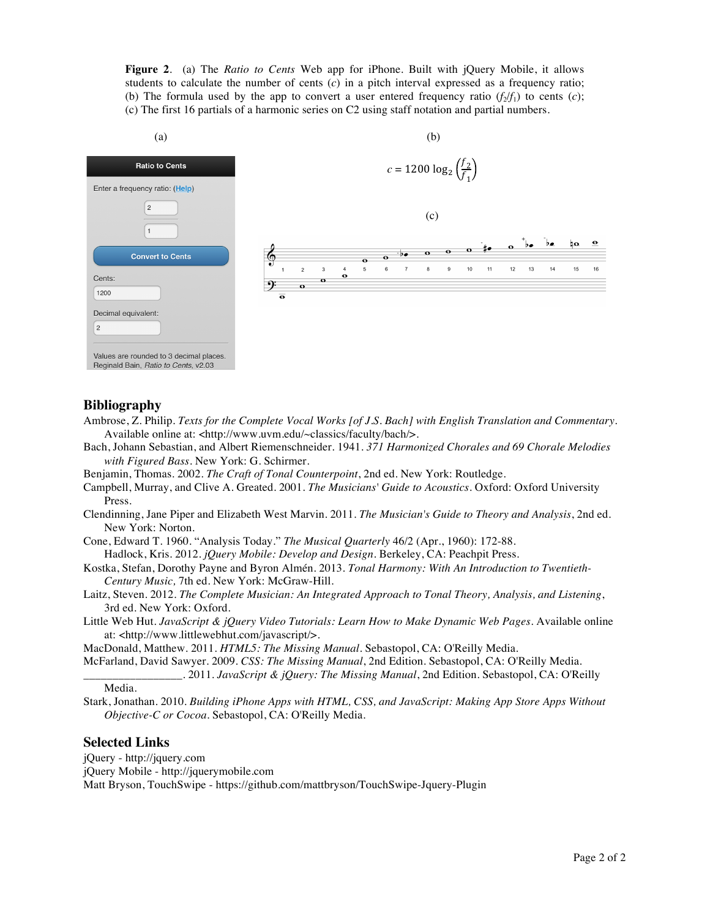**Figure 2**. (a) The *Ratio to Cents* Web app for iPhone. Built with jQuery Mobile, it allows students to calculate the number of cents ($c$) in a pitch interval expressed as a frequency ratio; (b) The formula used by the app to convert a user entered frequency ratio ($f_2/f_1$) to cents ($c$); (c) The first 16 partials of a harmonic series on C2 using staff notation and partial numbers.

(a)

Ratio to Cents

Enter a frequency ratio: (Help)

2

1

Convert to Cents

Cents:

1200

Decimal equivalent:

2

Values are rounded to 3 decimal places.
Reginald Bain, *Ratio to Cents*, v2.03

(b)

$$c = 1200 \log_2 \left(\frac{f_2}{f_1}\right)$$

(c)

1 2 3 4 5 6 7 8 9 10 11 12 13 14 15 16

## Bibliography

Ambrose, Z. Philip. *Texts for the Complete Vocal Works [of J.S. Bach] with English Translation and Commentary*. Available online at: <http://www.uvm.edu/~classics/faculty/bach/>.

Bach, Johann Sebastian, and Albert Riemenschneider. 1941. *371 Harmonized Chorales and 69 Chorale Melodies with Figured Bass*. New York: G. Schirmer.

Benjamin, Thomas. 2002. *The Craft of Tonal Counterpoint*, 2nd ed. New York: Routledge.

Campbell, Murray, and Clive A. Greated. 2001. *The Musicians' Guide to Acoustics*. Oxford: Oxford University Press.

Clendinning, Jane Piper and Elizabeth West Marvin. 2011. *The Musician's Guide to Theory and Analysis*, 2nd ed. New York: Norton.

Cone, Edward T. 1960. "Analysis Today." *The Musical Quarterly* 46/2 (Apr., 1960): 172-88.

Hadlock, Kris. 2012. *jQuery Mobile: Develop and Design*. Berkeley, CA: Peachpit Press.

Kostka, Stefan, Dorothy Payne and Byron Almén. 2013. *Tonal Harmony: With An Introduction to Twentieth-Century Music,* 7th ed. New York: McGraw-Hill.

Laitz, Steven. 2012. *The Complete Musician: An Integrated Approach to Tonal Theory, Analysis, and Listening*, 3rd ed. New York: Oxford.

Little Web Hut. *JavaScript & jQuery Video Tutorials: Learn How to Make Dynamic Web Pages*. Available online at: <http://www.littlewebhut.com/javascript/>.

MacDonald, Matthew. 2011. *HTML5: The Missing Manual*. Sebastopol, CA: O'Reilly Media.

McFarland, David Sawyer. 2009. *CSS: The Missing Manual*, 2nd Edition. Sebastopol, CA: O'Reilly Media.

________________. 2011. *JavaScript & jQuery: The Missing Manual*, 2nd Edition. Sebastopol, CA: O'Reilly Media.

Stark, Jonathan. 2010. *Building iPhone Apps with HTML, CSS, and JavaScript: Making App Store Apps Without Objective-C or Cocoa*. Sebastopol, CA: O'Reilly Media.

## Selected Links

jQuery - http://jquery.com

jQuery Mobile - http://jquerymobile.com

Matt Bryson, TouchSwipe - https://github.com/mattbryson/TouchSwipe-Jquery-Plugin